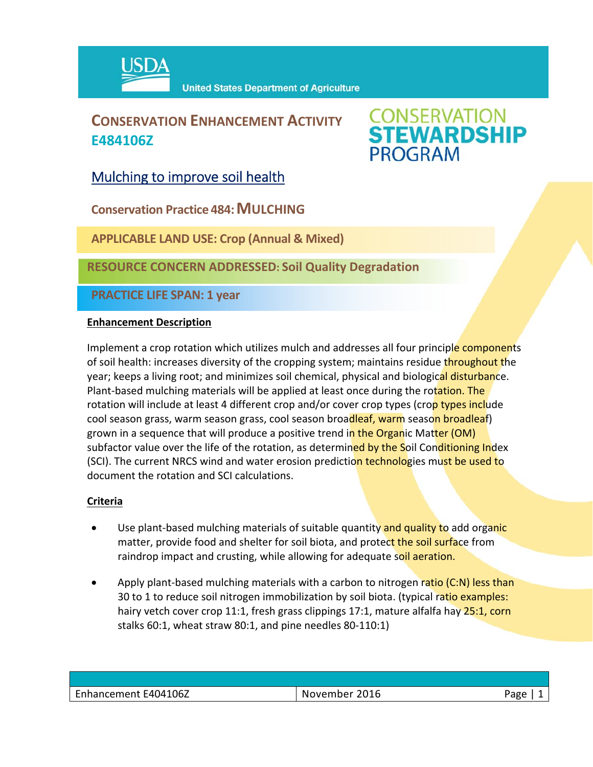USDA United States Department of Agriculture

# CONSERVATION ENHANCEMENT ACTIVITY E484106Z

CONSERVATION STEWARDSHIP PROGRAM

## Mulching to improve soil health

**Conservation Practice 484: MULCHING**

**APPLICABLE LAND USE: Crop (Annual & Mixed)**

**RESOURCE CONCERN ADDRESSED: Soil Quality Degradation**

**PRACTICE LIFE SPAN: 1 year**

### Enhancement Description

Implement a crop rotation which utilizes mulch and addresses all four principle components of soil health: increases diversity of the cropping system; maintains residue throughout the year; keeps a living root; and minimizes soil chemical, physical and biological disturbance. Plant-based mulching materials will be applied at least once during the rotation. The rotation will include at least 4 different crop and/or cover crop types (crop types include cool season grass, warm season grass, cool season broadleaf, warm season broadleaf) grown in a sequence that will produce a positive trend in the Organic Matter (OM) subfactor value over the life of the rotation, as determined by the Soil Conditioning Index (SCI). The current NRCS wind and water erosion prediction technologies must be used to document the rotation and SCI calculations.

### Criteria

- Use plant-based mulching materials of suitable quantity and quality to add organic matter, provide food and shelter for soil biota, and protect the soil surface from raindrop impact and crusting, while allowing for adequate soil aeration.
- Apply plant-based mulching materials with a carbon to nitrogen ratio (C:N) less than 30 to 1 to reduce soil nitrogen immobilization by soil biota. (typical ratio examples: hairy vetch cover crop 11:1, fresh grass clippings 17:1, mature alfalfa hay 25:1, corn stalks 60:1, wheat straw 80:1, and pine needles 80-110:1)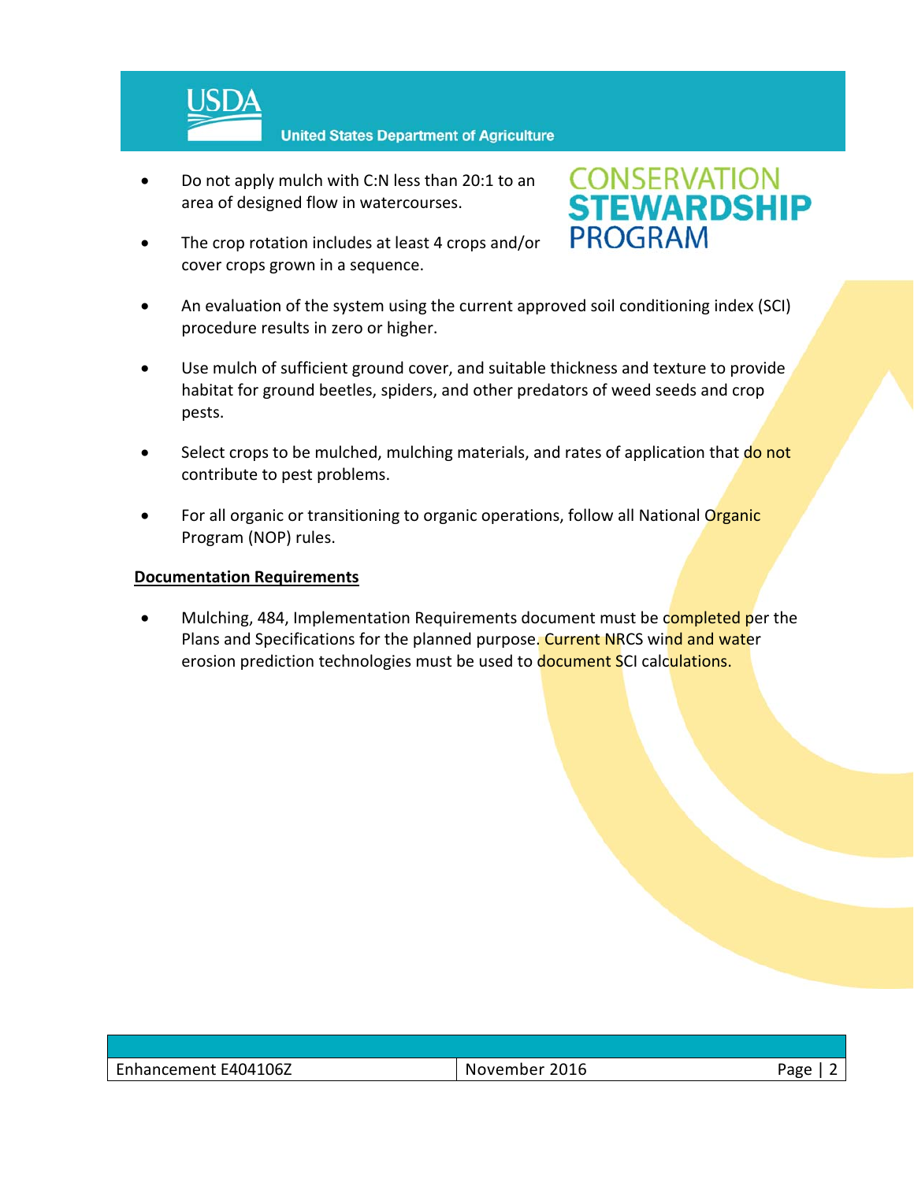- Do not apply mulch with C:N less than 20:1 to an area of designed flow in watercourses.
- The crop rotation includes at least 4 crops and/or cover crops grown in a sequence.
- An evaluation of the system using the current approved soil conditioning index (SCI) procedure results in zero or higher.
- Use mulch of sufficient ground cover, and suitable thickness and texture to provide habitat for ground beetles, spiders, and other predators of weed seeds and crop pests.
- Select crops to be mulched, mulching materials, and rates of application that do not contribute to pest problems.
- For all organic or transitioning to organic operations, follow all National Organic Program (NOP) rules.

**Documentation Requirements**

- Mulching, 484, Implementation Requirements document must be completed per the Plans and Specifications for the planned purpose. Current NRCS wind and water erosion prediction technologies must be used to document SCI calculations.